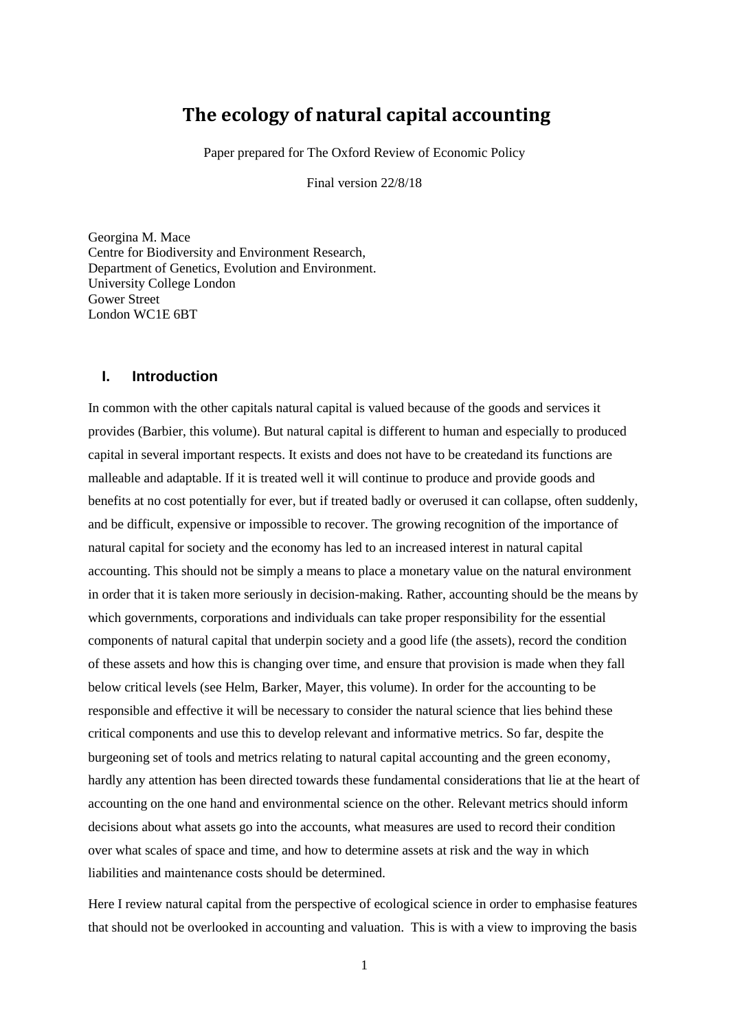# The ecology of natural capital accounting

Paper prepared for The Oxford Review of Economic Policy

Final version 22/8/18

Georgina M. Mace
Centre for Biodiversity and Environment Research,
Department of Genetics, Evolution and Environment.
University College London
Gower Street
London WC1E 6BT

## I. Introduction

In common with the other capitals natural capital is valued because of the goods and services it provides (Barbier, this volume). But natural capital is different to human and especially to produced capital in several important respects. It exists and does not have to be createdand its functions are malleable and adaptable. If it is treated well it will continue to produce and provide goods and benefits at no cost potentially for ever, but if treated badly or overused it can collapse, often suddenly, and be difficult, expensive or impossible to recover. The growing recognition of the importance of natural capital for society and the economy has led to an increased interest in natural capital accounting. This should not be simply a means to place a monetary value on the natural environment in order that it is taken more seriously in decision-making. Rather, accounting should be the means by which governments, corporations and individuals can take proper responsibility for the essential components of natural capital that underpin society and a good life (the assets), record the condition of these assets and how this is changing over time, and ensure that provision is made when they fall below critical levels (see Helm, Barker, Mayer, this volume). In order for the accounting to be responsible and effective it will be necessary to consider the natural science that lies behind these critical components and use this to develop relevant and informative metrics. So far, despite the burgeoning set of tools and metrics relating to natural capital accounting and the green economy, hardly any attention has been directed towards these fundamental considerations that lie at the heart of accounting on the one hand and environmental science on the other. Relevant metrics should inform decisions about what assets go into the accounts, what measures are used to record their condition over what scales of space and time, and how to determine assets at risk and the way in which liabilities and maintenance costs should be determined.

Here I review natural capital from the perspective of ecological science in order to emphasise features that should not be overlooked in accounting and valuation. This is with a view to improving the basis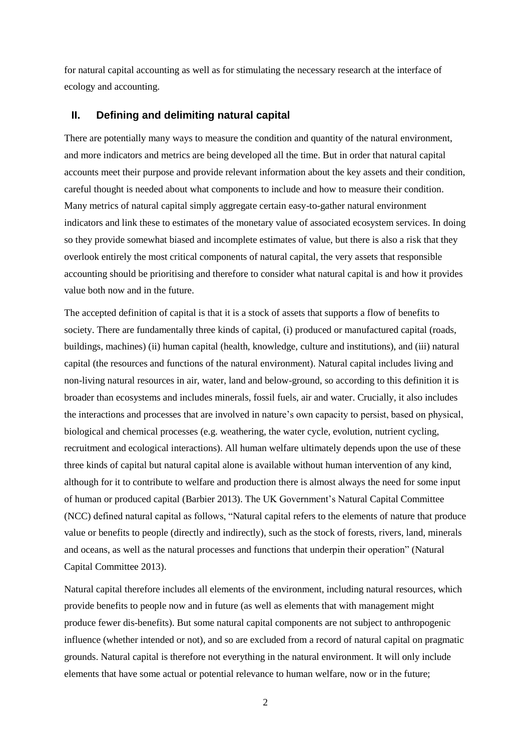for natural capital accounting as well as for stimulating the necessary research at the interface of ecology and accounting.

## II. Defining and delimiting natural capital

There are potentially many ways to measure the condition and quantity of the natural environment, and more indicators and metrics are being developed all the time. But in order that natural capital accounts meet their purpose and provide relevant information about the key assets and their condition, careful thought is needed about what components to include and how to measure their condition. Many metrics of natural capital simply aggregate certain easy-to-gather natural environment indicators and link these to estimates of the monetary value of associated ecosystem services. In doing so they provide somewhat biased and incomplete estimates of value, but there is also a risk that they overlook entirely the most critical components of natural capital, the very assets that responsible accounting should be prioritising and therefore to consider what natural capital is and how it provides value both now and in the future.

The accepted definition of capital is that it is a stock of assets that supports a flow of benefits to society. There are fundamentally three kinds of capital, (i) produced or manufactured capital (roads, buildings, machines) (ii) human capital (health, knowledge, culture and institutions), and (iii) natural capital (the resources and functions of the natural environment). Natural capital includes living and non-living natural resources in air, water, land and below-ground, so according to this definition it is broader than ecosystems and includes minerals, fossil fuels, air and water. Crucially, it also includes the interactions and processes that are involved in nature's own capacity to persist, based on physical, biological and chemical processes (e.g. weathering, the water cycle, evolution, nutrient cycling, recruitment and ecological interactions). All human welfare ultimately depends upon the use of these three kinds of capital but natural capital alone is available without human intervention of any kind, although for it to contribute to welfare and production there is almost always the need for some input of human or produced capital (Barbier 2013). The UK Government's Natural Capital Committee (NCC) defined natural capital as follows, "Natural capital refers to the elements of nature that produce value or benefits to people (directly and indirectly), such as the stock of forests, rivers, land, minerals and oceans, as well as the natural processes and functions that underpin their operation" (Natural Capital Committee 2013).

Natural capital therefore includes all elements of the environment, including natural resources, which provide benefits to people now and in future (as well as elements that with management might produce fewer dis-benefits). But some natural capital components are not subject to anthropogenic influence (whether intended or not), and so are excluded from a record of natural capital on pragmatic grounds. Natural capital is therefore not everything in the natural environment. It will only include elements that have some actual or potential relevance to human welfare, now or in the future;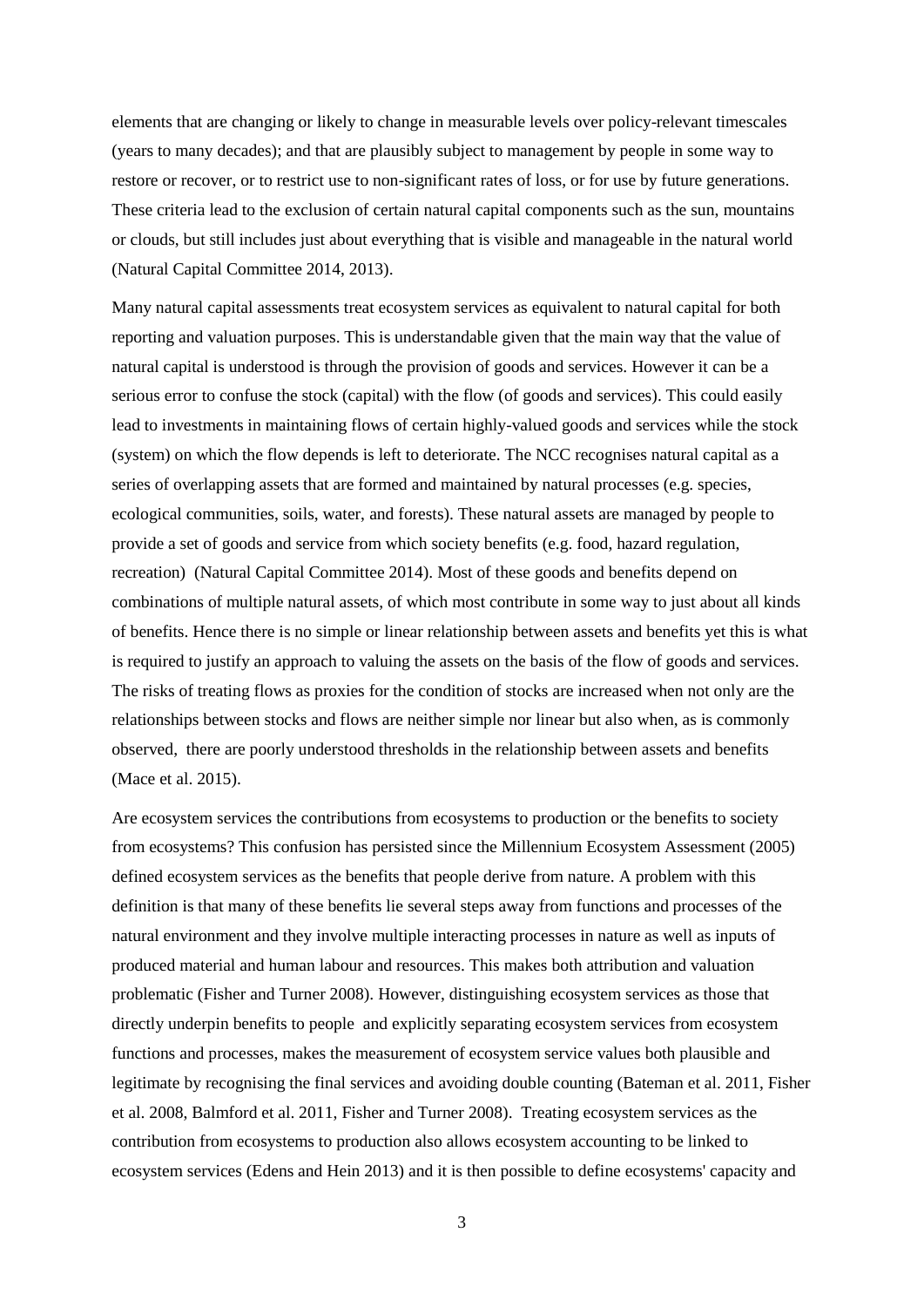elements that are changing or likely to change in measurable levels over policy-relevant timescales (years to many decades); and that are plausibly subject to management by people in some way to restore or recover, or to restrict use to non-significant rates of loss, or for use by future generations. These criteria lead to the exclusion of certain natural capital components such as the sun, mountains or clouds, but still includes just about everything that is visible and manageable in the natural world (Natural Capital Committee 2014, 2013).

Many natural capital assessments treat ecosystem services as equivalent to natural capital for both reporting and valuation purposes. This is understandable given that the main way that the value of natural capital is understood is through the provision of goods and services. However it can be a serious error to confuse the stock (capital) with the flow (of goods and services). This could easily lead to investments in maintaining flows of certain highly-valued goods and services while the stock (system) on which the flow depends is left to deteriorate. The NCC recognises natural capital as a series of overlapping assets that are formed and maintained by natural processes (e.g. species, ecological communities, soils, water, and forests). These natural assets are managed by people to provide a set of goods and service from which society benefits (e.g. food, hazard regulation, recreation) (Natural Capital Committee 2014). Most of these goods and benefits depend on combinations of multiple natural assets, of which most contribute in some way to just about all kinds of benefits. Hence there is no simple or linear relationship between assets and benefits yet this is what is required to justify an approach to valuing the assets on the basis of the flow of goods and services. The risks of treating flows as proxies for the condition of stocks are increased when not only are the relationships between stocks and flows are neither simple nor linear but also when, as is commonly observed, there are poorly understood thresholds in the relationship between assets and benefits (Mace et al. 2015).

Are ecosystem services the contributions from ecosystems to production or the benefits to society from ecosystems? This confusion has persisted since the Millennium Ecosystem Assessment (2005) defined ecosystem services as the benefits that people derive from nature. A problem with this definition is that many of these benefits lie several steps away from functions and processes of the natural environment and they involve multiple interacting processes in nature as well as inputs of produced material and human labour and resources. This makes both attribution and valuation problematic (Fisher and Turner 2008). However, distinguishing ecosystem services as those that directly underpin benefits to people and explicitly separating ecosystem services from ecosystem functions and processes, makes the measurement of ecosystem service values both plausible and legitimate by recognising the final services and avoiding double counting (Bateman et al. 2011, Fisher et al. 2008, Balmford et al. 2011, Fisher and Turner 2008). Treating ecosystem services as the contribution from ecosystems to production also allows ecosystem accounting to be linked to ecosystem services (Edens and Hein 2013) and it is then possible to define ecosystems' capacity and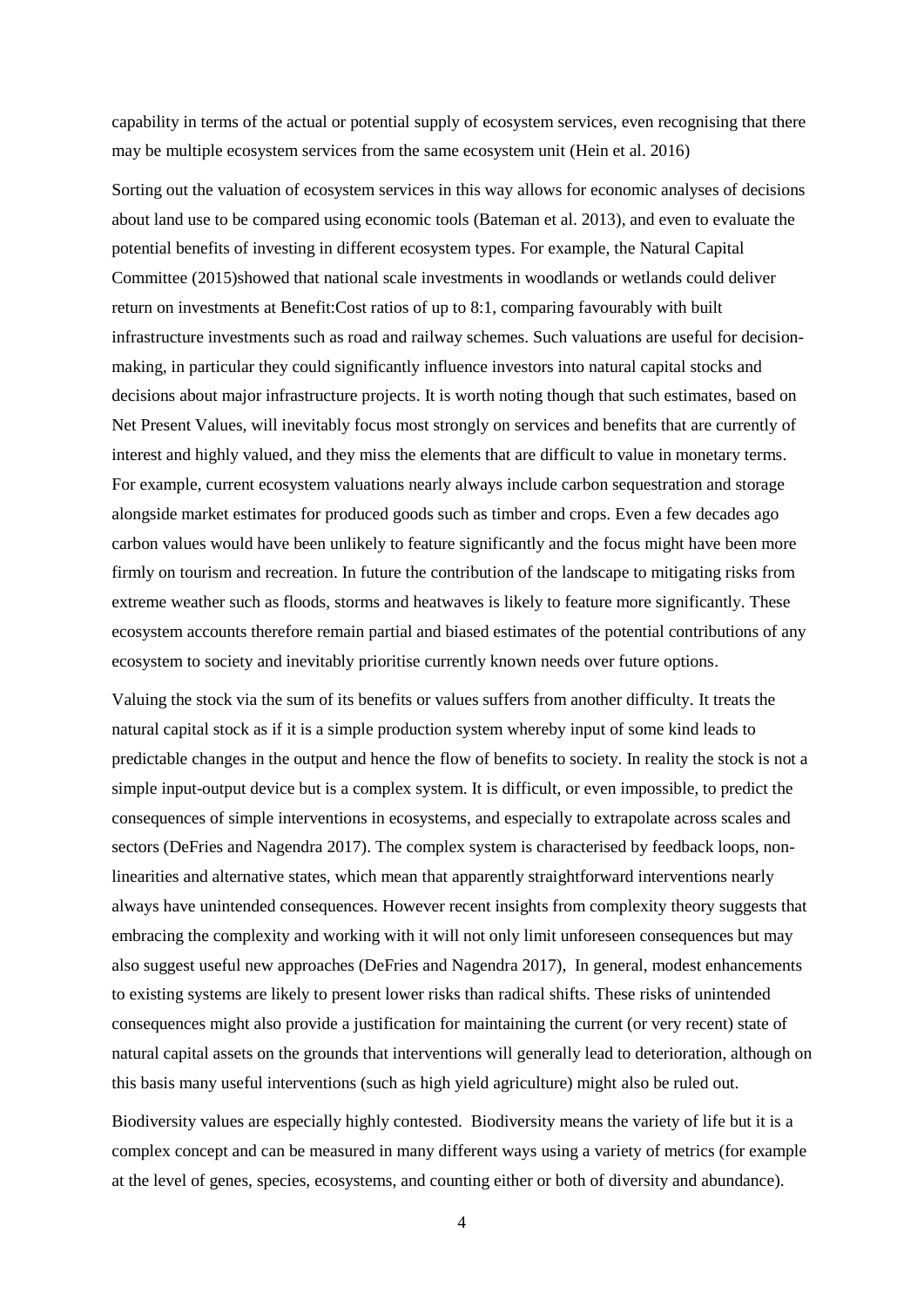capability in terms of the actual or potential supply of ecosystem services, even recognising that there may be multiple ecosystem services from the same ecosystem unit (Hein et al. 2016)

Sorting out the valuation of ecosystem services in this way allows for economic analyses of decisions about land use to be compared using economic tools (Bateman et al. 2013), and even to evaluate the potential benefits of investing in different ecosystem types. For example, the Natural Capital Committee (2015)showed that national scale investments in woodlands or wetlands could deliver return on investments at Benefit:Cost ratios of up to 8:1, comparing favourably with built infrastructure investments such as road and railway schemes. Such valuations are useful for decision-making, in particular they could significantly influence investors into natural capital stocks and decisions about major infrastructure projects. It is worth noting though that such estimates, based on Net Present Values, will inevitably focus most strongly on services and benefits that are currently of interest and highly valued, and they miss the elements that are difficult to value in monetary terms. For example, current ecosystem valuations nearly always include carbon sequestration and storage alongside market estimates for produced goods such as timber and crops. Even a few decades ago carbon values would have been unlikely to feature significantly and the focus might have been more firmly on tourism and recreation. In future the contribution of the landscape to mitigating risks from extreme weather such as floods, storms and heatwaves is likely to feature more significantly. These ecosystem accounts therefore remain partial and biased estimates of the potential contributions of any ecosystem to society and inevitably prioritise currently known needs over future options.

Valuing the stock via the sum of its benefits or values suffers from another difficulty. It treats the natural capital stock as if it is a simple production system whereby input of some kind leads to predictable changes in the output and hence the flow of benefits to society. In reality the stock is not a simple input-output device but is a complex system. It is difficult, or even impossible, to predict the consequences of simple interventions in ecosystems, and especially to extrapolate across scales and sectors (DeFries and Nagendra 2017). The complex system is characterised by feedback loops, non-linearities and alternative states, which mean that apparently straightforward interventions nearly always have unintended consequences. However recent insights from complexity theory suggests that embracing the complexity and working with it will not only limit unforeseen consequences but may also suggest useful new approaches (DeFries and Nagendra 2017), In general, modest enhancements to existing systems are likely to present lower risks than radical shifts. These risks of unintended consequences might also provide a justification for maintaining the current (or very recent) state of natural capital assets on the grounds that interventions will generally lead to deterioration, although on this basis many useful interventions (such as high yield agriculture) might also be ruled out.

Biodiversity values are especially highly contested. Biodiversity means the variety of life but it is a complex concept and can be measured in many different ways using a variety of metrics (for example at the level of genes, species, ecosystems, and counting either or both of diversity and abundance).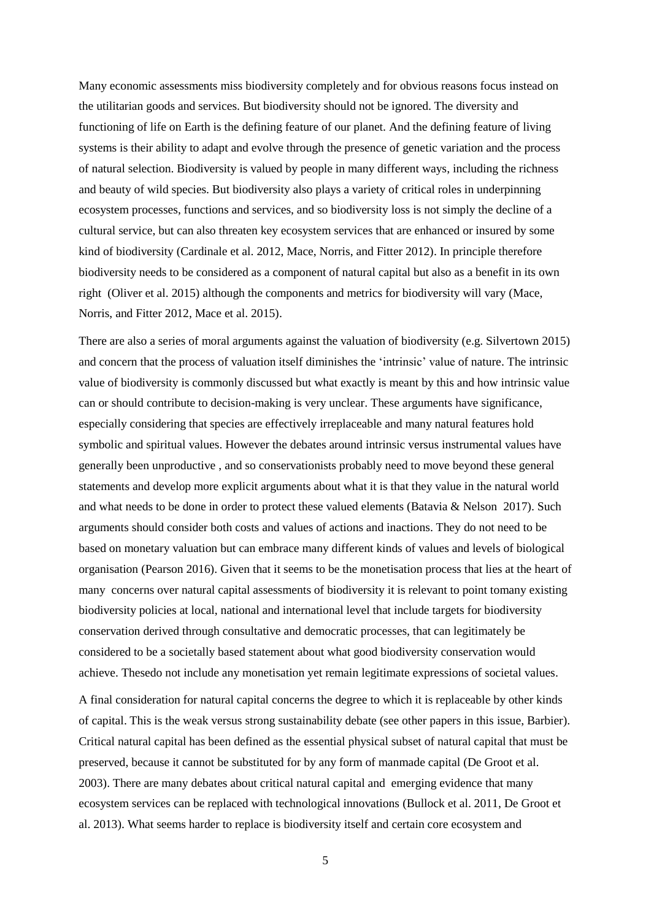Many economic assessments miss biodiversity completely and for obvious reasons focus instead on the utilitarian goods and services. But biodiversity should not be ignored. The diversity and functioning of life on Earth is the defining feature of our planet. And the defining feature of living systems is their ability to adapt and evolve through the presence of genetic variation and the process of natural selection. Biodiversity is valued by people in many different ways, including the richness and beauty of wild species. But biodiversity also plays a variety of critical roles in underpinning ecosystem processes, functions and services, and so biodiversity loss is not simply the decline of a cultural service, but can also threaten key ecosystem services that are enhanced or insured by some kind of biodiversity (Cardinale et al. 2012, Mace, Norris, and Fitter 2012). In principle therefore biodiversity needs to be considered as a component of natural capital but also as a benefit in its own right (Oliver et al. 2015) although the components and metrics for biodiversity will vary (Mace, Norris, and Fitter 2012, Mace et al. 2015).

There are also a series of moral arguments against the valuation of biodiversity (e.g. Silvertown 2015) and concern that the process of valuation itself diminishes the 'intrinsic' value of nature. The intrinsic value of biodiversity is commonly discussed but what exactly is meant by this and how intrinsic value can or should contribute to decision-making is very unclear. These arguments have significance, especially considering that species are effectively irreplaceable and many natural features hold symbolic and spiritual values. However the debates around intrinsic versus instrumental values have generally been unproductive , and so conservationists probably need to move beyond these general statements and develop more explicit arguments about what it is that they value in the natural world and what needs to be done in order to protect these valued elements (Batavia & Nelson 2017). Such arguments should consider both costs and values of actions and inactions. They do not need to be based on monetary valuation but can embrace many different kinds of values and levels of biological organisation (Pearson 2016). Given that it seems to be the monetisation process that lies at the heart of many concerns over natural capital assessments of biodiversity it is relevant to point tomany existing biodiversity policies at local, national and international level that include targets for biodiversity conservation derived through consultative and democratic processes, that can legitimately be considered to be a societally based statement about what good biodiversity conservation would achieve. Thesedo not include any monetisation yet remain legitimate expressions of societal values.

A final consideration for natural capital concerns the degree to which it is replaceable by other kinds of capital. This is the weak versus strong sustainability debate (see other papers in this issue, Barbier). Critical natural capital has been defined as the essential physical subset of natural capital that must be preserved, because it cannot be substituted for by any form of manmade capital (De Groot et al. 2003). There are many debates about critical natural capital and emerging evidence that many ecosystem services can be replaced with technological innovations (Bullock et al. 2011, De Groot et al. 2013). What seems harder to replace is biodiversity itself and certain core ecosystem and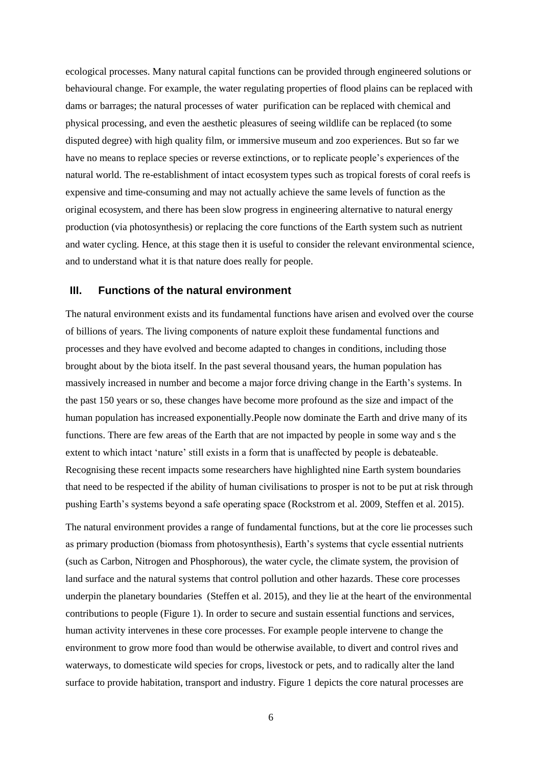ecological processes. Many natural capital functions can be provided through engineered solutions or behavioural change. For example, the water regulating properties of flood plains can be replaced with dams or barrages; the natural processes of water purification can be replaced with chemical and physical processing, and even the aesthetic pleasures of seeing wildlife can be replaced (to some disputed degree) with high quality film, or immersive museum and zoo experiences. But so far we have no means to replace species or reverse extinctions, or to replicate people's experiences of the natural world. The re-establishment of intact ecosystem types such as tropical forests of coral reefs is expensive and time-consuming and may not actually achieve the same levels of function as the original ecosystem, and there has been slow progress in engineering alternative to natural energy production (via photosynthesis) or replacing the core functions of the Earth system such as nutrient and water cycling. Hence, at this stage then it is useful to consider the relevant environmental science, and to understand what it is that nature does really for people.

## III. Functions of the natural environment

The natural environment exists and its fundamental functions have arisen and evolved over the course of billions of years. The living components of nature exploit these fundamental functions and processes and they have evolved and become adapted to changes in conditions, including those brought about by the biota itself. In the past several thousand years, the human population has massively increased in number and become a major force driving change in the Earth's systems. In the past 150 years or so, these changes have become more profound as the size and impact of the human population has increased exponentially.People now dominate the Earth and drive many of its functions. There are few areas of the Earth that are not impacted by people in some way and s the extent to which intact 'nature' still exists in a form that is unaffected by people is debateable. Recognising these recent impacts some researchers have highlighted nine Earth system boundaries that need to be respected if the ability of human civilisations to prosper is not to be put at risk through pushing Earth's systems beyond a safe operating space (Rockstrom et al. 2009, Steffen et al. 2015).

The natural environment provides a range of fundamental functions, but at the core lie processes such as primary production (biomass from photosynthesis), Earth's systems that cycle essential nutrients (such as Carbon, Nitrogen and Phosphorous), the water cycle, the climate system, the provision of land surface and the natural systems that control pollution and other hazards. These core processes underpin the planetary boundaries (Steffen et al. 2015), and they lie at the heart of the environmental contributions to people (Figure 1). In order to secure and sustain essential functions and services, human activity intervenes in these core processes. For example people intervene to change the environment to grow more food than would be otherwise available, to divert and control rives and waterways, to domesticate wild species for crops, livestock or pets, and to radically alter the land surface to provide habitation, transport and industry. Figure 1 depicts the core natural processes are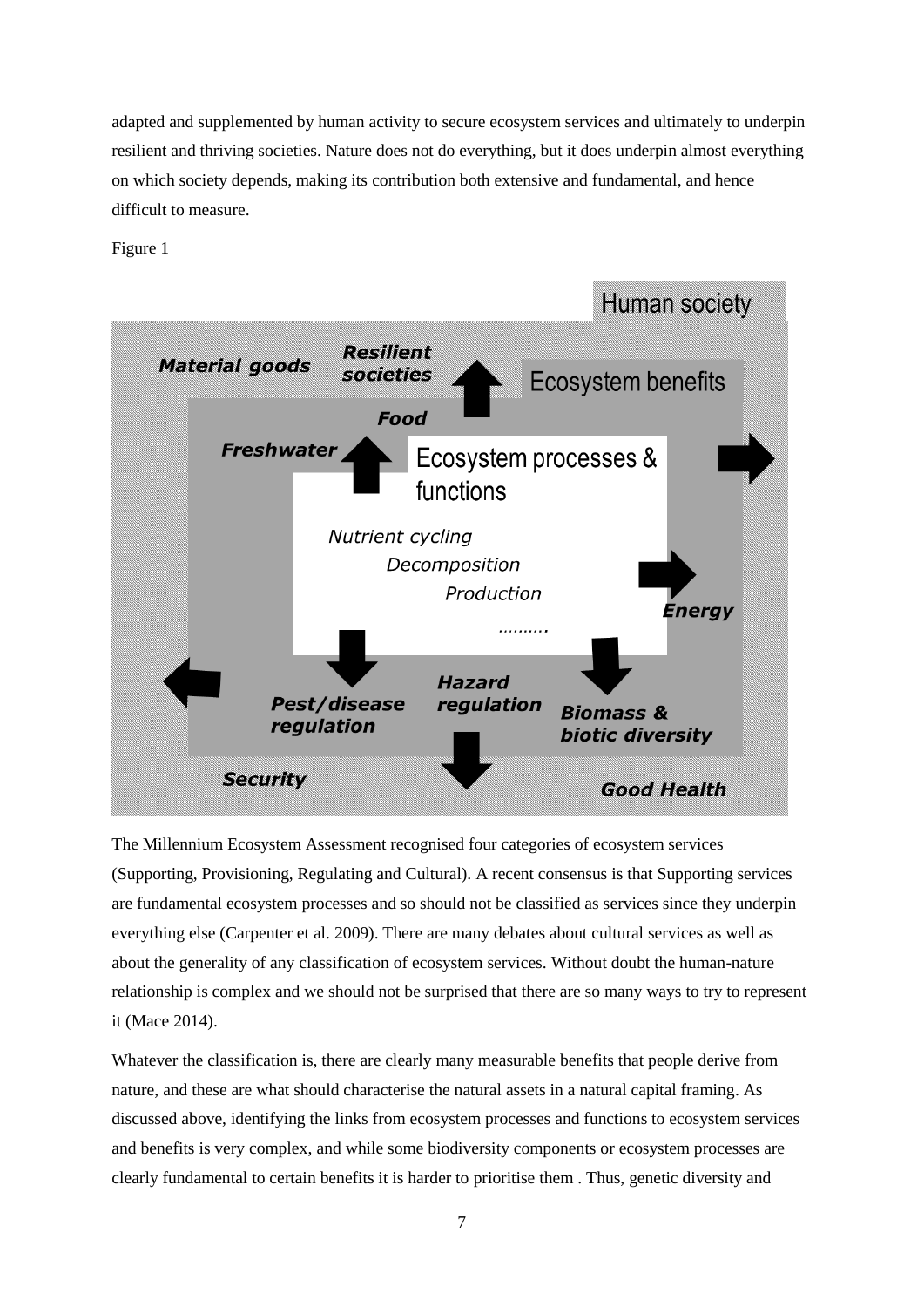adapted and supplemented by human activity to secure ecosystem services and ultimately to underpin resilient and thriving societies. Nature does not do everything, but it does underpin almost everything on which society depends, making its contribution both extensive and fundamental, and hence difficult to measure.

Figure 1

Human society

Material goods

Resilient societies

Ecosystem benefits

Food

Freshwater

Ecosystem processes & functions

*Nutrient cycling*

*Decomposition*

*Production*

*……….*

Energy

Pest/disease regulation

Hazard regulation

Biomass & biotic diversity

Security

Good Health

The Millennium Ecosystem Assessment recognised four categories of ecosystem services (Supporting, Provisioning, Regulating and Cultural). A recent consensus is that Supporting services are fundamental ecosystem processes and so should not be classified as services since they underpin everything else (Carpenter et al. 2009). There are many debates about cultural services as well as about the generality of any classification of ecosystem services. Without doubt the human-nature relationship is complex and we should not be surprised that there are so many ways to try to represent it (Mace 2014).

Whatever the classification is, there are clearly many measurable benefits that people derive from nature, and these are what should characterise the natural assets in a natural capital framing. As discussed above, identifying the links from ecosystem processes and functions to ecosystem services and benefits is very complex, and while some biodiversity components or ecosystem processes are clearly fundamental to certain benefits it is harder to prioritise them . Thus, genetic diversity and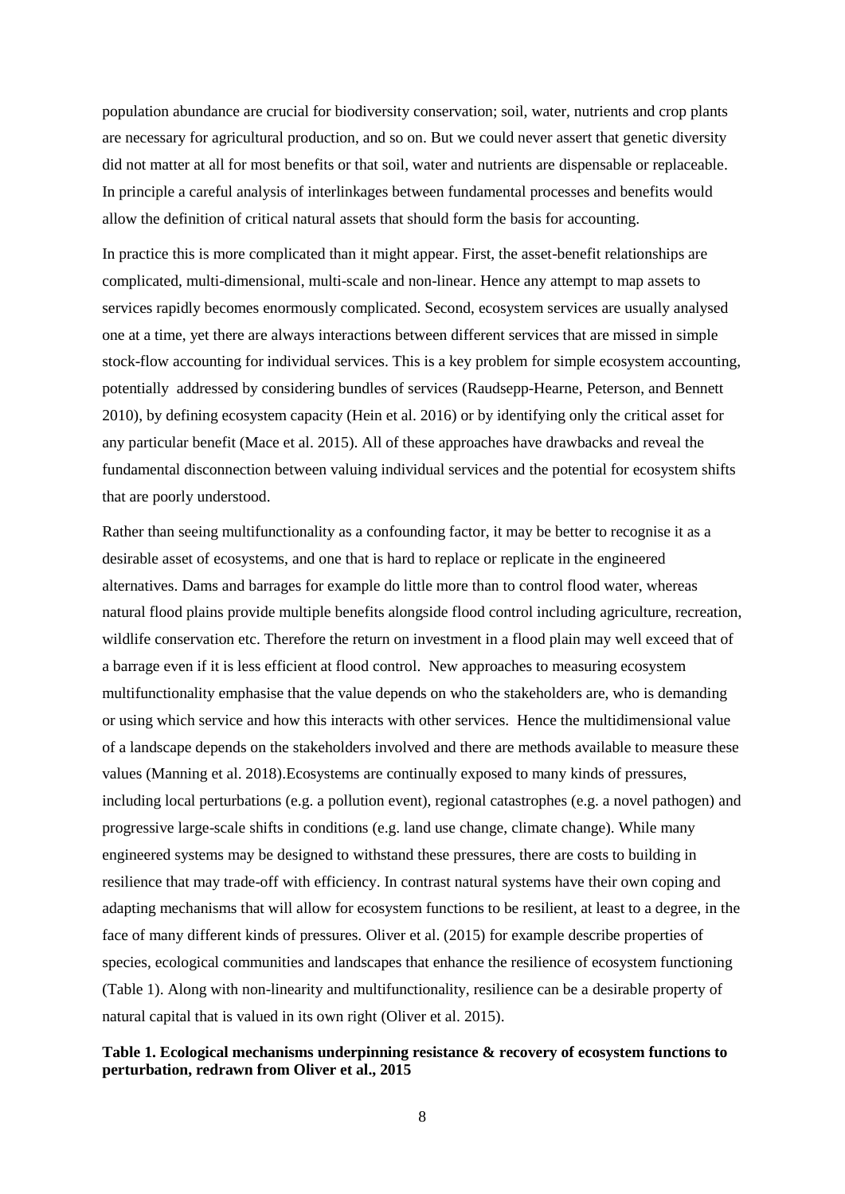population abundance are crucial for biodiversity conservation; soil, water, nutrients and crop plants are necessary for agricultural production, and so on. But we could never assert that genetic diversity did not matter at all for most benefits or that soil, water and nutrients are dispensable or replaceable. In principle a careful analysis of interlinkages between fundamental processes and benefits would allow the definition of critical natural assets that should form the basis for accounting.

In practice this is more complicated than it might appear. First, the asset-benefit relationships are complicated, multi-dimensional, multi-scale and non-linear. Hence any attempt to map assets to services rapidly becomes enormously complicated. Second, ecosystem services are usually analysed one at a time, yet there are always interactions between different services that are missed in simple stock-flow accounting for individual services. This is a key problem for simple ecosystem accounting, potentially addressed by considering bundles of services (Raudsepp-Hearne, Peterson, and Bennett 2010), by defining ecosystem capacity (Hein et al. 2016) or by identifying only the critical asset for any particular benefit (Mace et al. 2015). All of these approaches have drawbacks and reveal the fundamental disconnection between valuing individual services and the potential for ecosystem shifts that are poorly understood.

Rather than seeing multifunctionality as a confounding factor, it may be better to recognise it as a desirable asset of ecosystems, and one that is hard to replace or replicate in the engineered alternatives. Dams and barrages for example do little more than to control flood water, whereas natural flood plains provide multiple benefits alongside flood control including agriculture, recreation, wildlife conservation etc. Therefore the return on investment in a flood plain may well exceed that of a barrage even if it is less efficient at flood control. New approaches to measuring ecosystem multifunctionality emphasise that the value depends on who the stakeholders are, who is demanding or using which service and how this interacts with other services. Hence the multidimensional value of a landscape depends on the stakeholders involved and there are methods available to measure these values (Manning et al. 2018).Ecosystems are continually exposed to many kinds of pressures, including local perturbations (e.g. a pollution event), regional catastrophes (e.g. a novel pathogen) and progressive large-scale shifts in conditions (e.g. land use change, climate change). While many engineered systems may be designed to withstand these pressures, there are costs to building in resilience that may trade-off with efficiency. In contrast natural systems have their own coping and adapting mechanisms that will allow for ecosystem functions to be resilient, at least to a degree, in the face of many different kinds of pressures. Oliver et al. (2015) for example describe properties of species, ecological communities and landscapes that enhance the resilience of ecosystem functioning (Table 1). Along with non-linearity and multifunctionality, resilience can be a desirable property of natural capital that is valued in its own right (Oliver et al. 2015).

**Table 1. Ecological mechanisms underpinning resistance & recovery of ecosystem functions to perturbation, redrawn from Oliver et al., 2015**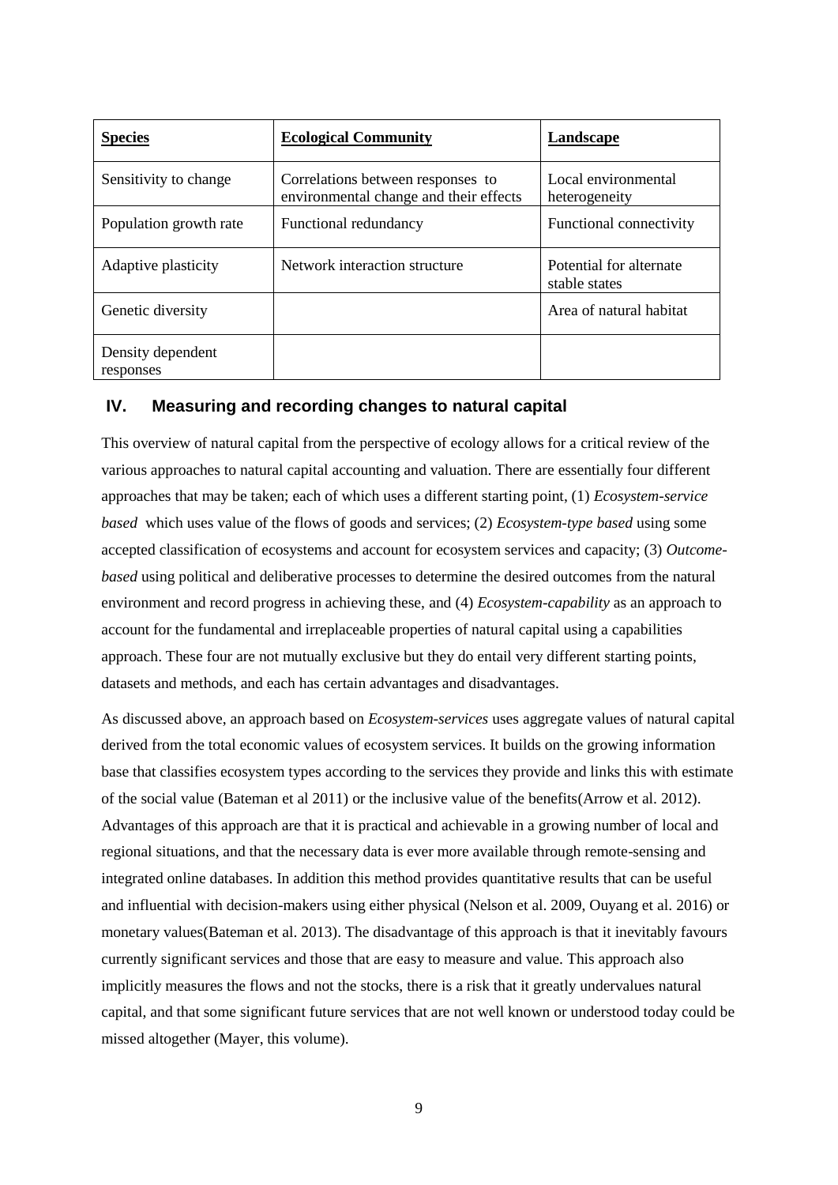| **Species** | **Ecological Community** | **Landscape** |
|---|---|---|
| Sensitivity to change | Correlations between responses to environmental change and their effects | Local environmental heterogeneity |
| Population growth rate | Functional redundancy | Functional connectivity |
| Adaptive plasticity | Network interaction structure | Potential for alternate stable states |
| Genetic diversity | | Area of natural habitat |
| Density dependent responses | | |

## IV. Measuring and recording changes to natural capital

This overview of natural capital from the perspective of ecology allows for a critical review of the various approaches to natural capital accounting and valuation. There are essentially four different approaches that may be taken; each of which uses a different starting point, (1) *Ecosystem-service based* which uses value of the flows of goods and services; (2) *Ecosystem-type based* using some accepted classification of ecosystems and account for ecosystem services and capacity; (3) *Outcome-based* using political and deliberative processes to determine the desired outcomes from the natural environment and record progress in achieving these, and (4) *Ecosystem-capability* as an approach to account for the fundamental and irreplaceable properties of natural capital using a capabilities approach. These four are not mutually exclusive but they do entail very different starting points, datasets and methods, and each has certain advantages and disadvantages.

As discussed above, an approach based on *Ecosystem-services* uses aggregate values of natural capital derived from the total economic values of ecosystem services. It builds on the growing information base that classifies ecosystem types according to the services they provide and links this with estimate of the social value (Bateman et al 2011) or the inclusive value of the benefits(Arrow et al. 2012). Advantages of this approach are that it is practical and achievable in a growing number of local and regional situations, and that the necessary data is ever more available through remote-sensing and integrated online databases. In addition this method provides quantitative results that can be useful and influential with decision-makers using either physical (Nelson et al. 2009, Ouyang et al. 2016) or monetary values(Bateman et al. 2013). The disadvantage of this approach is that it inevitably favours currently significant services and those that are easy to measure and value. This approach also implicitly measures the flows and not the stocks, there is a risk that it greatly undervalues natural capital, and that some significant future services that are not well known or understood today could be missed altogether (Mayer, this volume).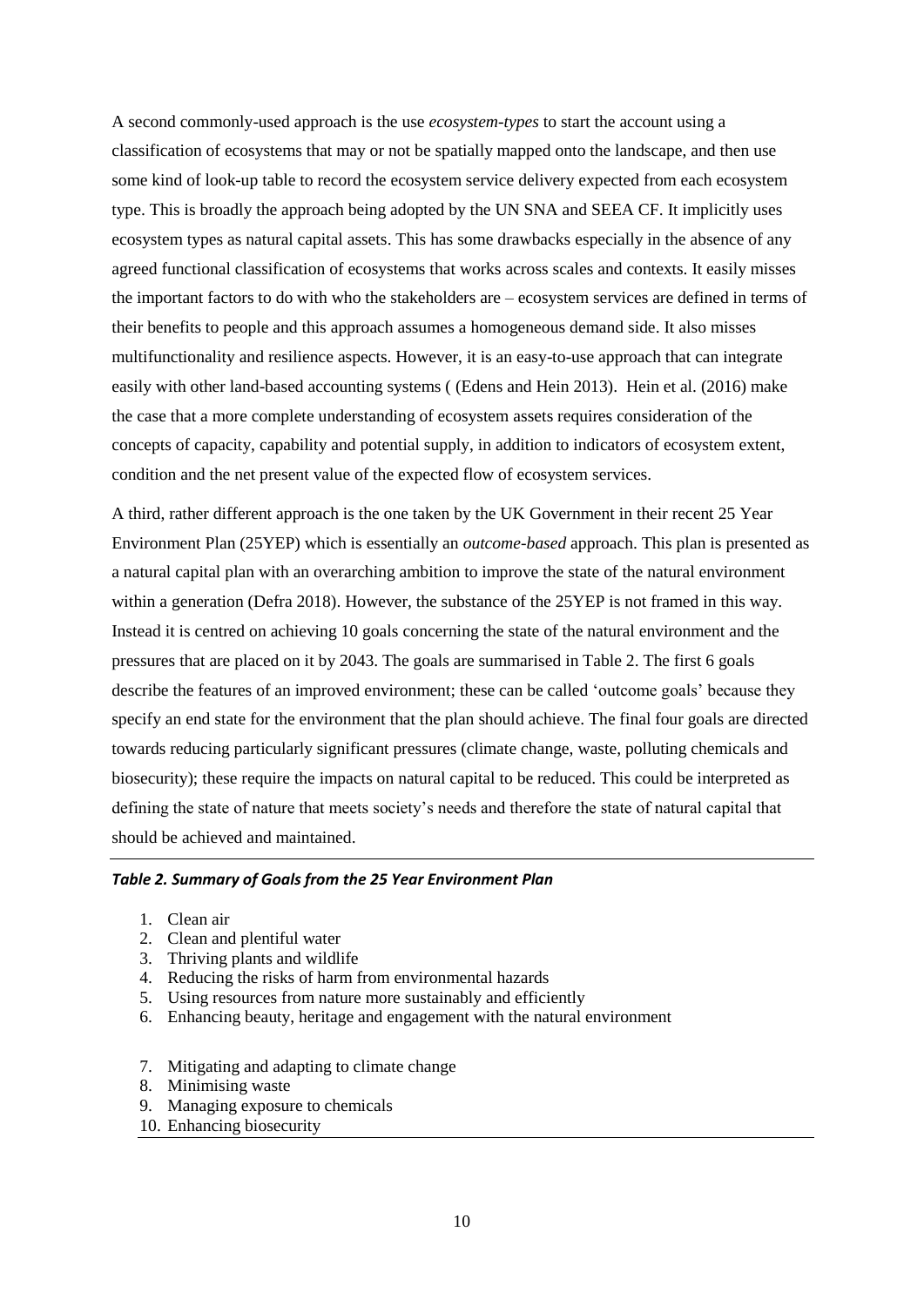A second commonly-used approach is the use *ecosystem-types* to start the account using a classification of ecosystems that may or not be spatially mapped onto the landscape, and then use some kind of look-up table to record the ecosystem service delivery expected from each ecosystem type. This is broadly the approach being adopted by the UN SNA and SEEA CF. It implicitly uses ecosystem types as natural capital assets. This has some drawbacks especially in the absence of any agreed functional classification of ecosystems that works across scales and contexts. It easily misses the important factors to do with who the stakeholders are – ecosystem services are defined in terms of their benefits to people and this approach assumes a homogeneous demand side. It also misses multifunctionality and resilience aspects. However, it is an easy-to-use approach that can integrate easily with other land-based accounting systems ( (Edens and Hein 2013). Hein et al. (2016) make the case that a more complete understanding of ecosystem assets requires consideration of the concepts of capacity, capability and potential supply, in addition to indicators of ecosystem extent, condition and the net present value of the expected flow of ecosystem services.

A third, rather different approach is the one taken by the UK Government in their recent 25 Year Environment Plan (25YEP) which is essentially an *outcome-based* approach. This plan is presented as a natural capital plan with an overarching ambition to improve the state of the natural environment within a generation (Defra 2018). However, the substance of the 25YEP is not framed in this way. Instead it is centred on achieving 10 goals concerning the state of the natural environment and the pressures that are placed on it by 2043. The goals are summarised in Table 2. The first 6 goals describe the features of an improved environment; these can be called 'outcome goals' because they specify an end state for the environment that the plan should achieve. The final four goals are directed towards reducing particularly significant pressures (climate change, waste, polluting chemicals and biosecurity); these require the impacts on natural capital to be reduced. This could be interpreted as defining the state of nature that meets society's needs and therefore the state of natural capital that should be achieved and maintained.

***Table 2. Summary of Goals from the 25 Year Environment Plan***

1. Clean air
2. Clean and plentiful water
3. Thriving plants and wildlife
4. Reducing the risks of harm from environmental hazards
5. Using resources from nature more sustainably and efficiently
6. Enhancing beauty, heritage and engagement with the natural environment

7. Mitigating and adapting to climate change
8. Minimising waste
9. Managing exposure to chemicals
10. Enhancing biosecurity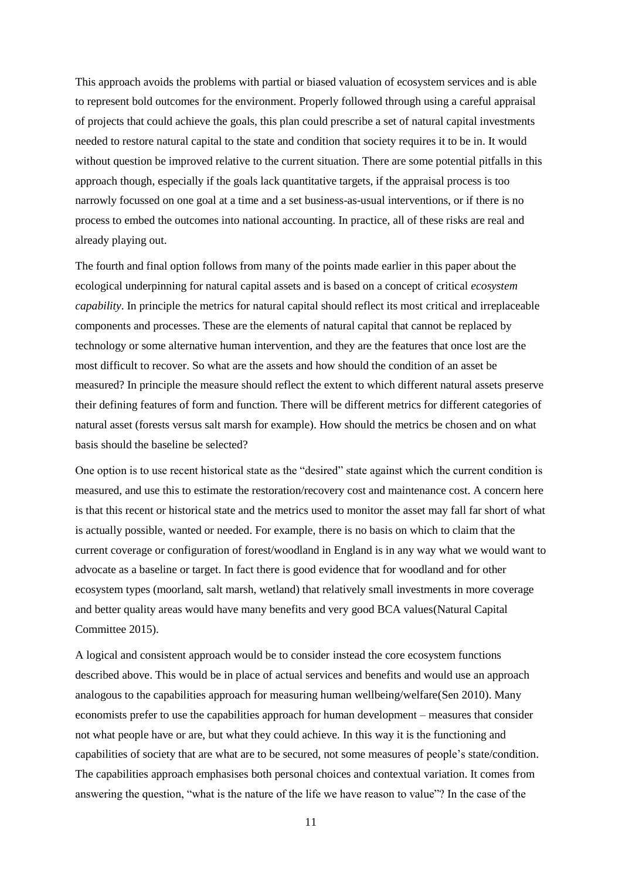This approach avoids the problems with partial or biased valuation of ecosystem services and is able to represent bold outcomes for the environment. Properly followed through using a careful appraisal of projects that could achieve the goals, this plan could prescribe a set of natural capital investments needed to restore natural capital to the state and condition that society requires it to be in. It would without question be improved relative to the current situation. There are some potential pitfalls in this approach though, especially if the goals lack quantitative targets, if the appraisal process is too narrowly focussed on one goal at a time and a set business-as-usual interventions, or if there is no process to embed the outcomes into national accounting. In practice, all of these risks are real and already playing out.

The fourth and final option follows from many of the points made earlier in this paper about the ecological underpinning for natural capital assets and is based on a concept of critical *ecosystem capability*. In principle the metrics for natural capital should reflect its most critical and irreplaceable components and processes. These are the elements of natural capital that cannot be replaced by technology or some alternative human intervention, and they are the features that once lost are the most difficult to recover. So what are the assets and how should the condition of an asset be measured? In principle the measure should reflect the extent to which different natural assets preserve their defining features of form and function. There will be different metrics for different categories of natural asset (forests versus salt marsh for example). How should the metrics be chosen and on what basis should the baseline be selected?

One option is to use recent historical state as the "desired" state against which the current condition is measured, and use this to estimate the restoration/recovery cost and maintenance cost. A concern here is that this recent or historical state and the metrics used to monitor the asset may fall far short of what is actually possible, wanted or needed. For example, there is no basis on which to claim that the current coverage or configuration of forest/woodland in England is in any way what we would want to advocate as a baseline or target. In fact there is good evidence that for woodland and for other ecosystem types (moorland, salt marsh, wetland) that relatively small investments in more coverage and better quality areas would have many benefits and very good BCA values(Natural Capital Committee 2015).

A logical and consistent approach would be to consider instead the core ecosystem functions described above. This would be in place of actual services and benefits and would use an approach analogous to the capabilities approach for measuring human wellbeing/welfare(Sen 2010). Many economists prefer to use the capabilities approach for human development – measures that consider not what people have or are, but what they could achieve. In this way it is the functioning and capabilities of society that are what are to be secured, not some measures of people's state/condition. The capabilities approach emphasises both personal choices and contextual variation. It comes from answering the question, "what is the nature of the life we have reason to value"? In the case of the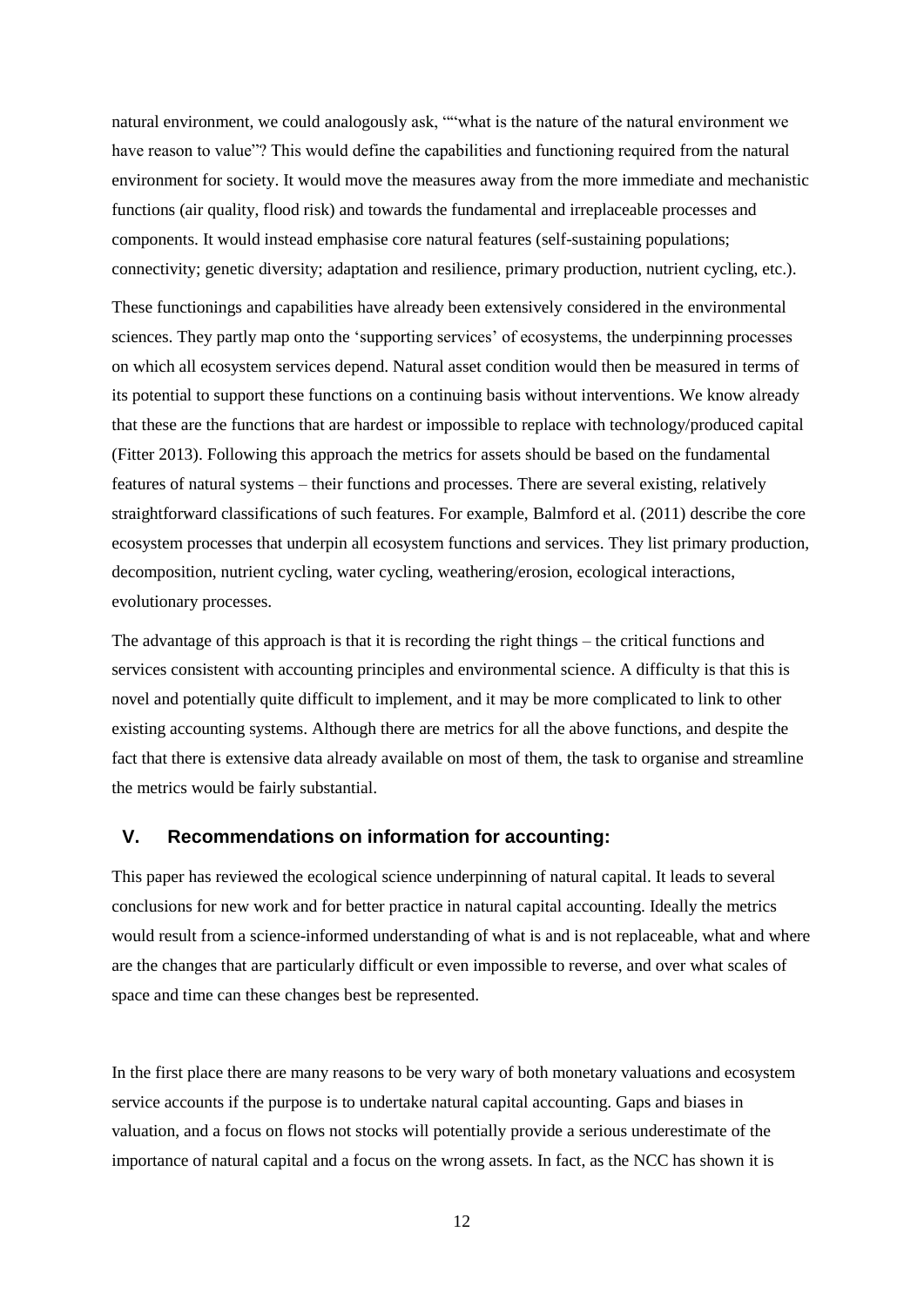natural environment, we could analogously ask, ""what is the nature of the natural environment we have reason to value"? This would define the capabilities and functioning required from the natural environment for society. It would move the measures away from the more immediate and mechanistic functions (air quality, flood risk) and towards the fundamental and irreplaceable processes and components. It would instead emphasise core natural features (self-sustaining populations; connectivity; genetic diversity; adaptation and resilience, primary production, nutrient cycling, etc.).

These functionings and capabilities have already been extensively considered in the environmental sciences. They partly map onto the 'supporting services' of ecosystems, the underpinning processes on which all ecosystem services depend. Natural asset condition would then be measured in terms of its potential to support these functions on a continuing basis without interventions. We know already that these are the functions that are hardest or impossible to replace with technology/produced capital (Fitter 2013). Following this approach the metrics for assets should be based on the fundamental features of natural systems – their functions and processes. There are several existing, relatively straightforward classifications of such features. For example, Balmford et al. (2011) describe the core ecosystem processes that underpin all ecosystem functions and services. They list primary production, decomposition, nutrient cycling, water cycling, weathering/erosion, ecological interactions, evolutionary processes.

The advantage of this approach is that it is recording the right things – the critical functions and services consistent with accounting principles and environmental science. A difficulty is that this is novel and potentially quite difficult to implement, and it may be more complicated to link to other existing accounting systems. Although there are metrics for all the above functions, and despite the fact that there is extensive data already available on most of them, the task to organise and streamline the metrics would be fairly substantial.

## V. Recommendations on information for accounting:

This paper has reviewed the ecological science underpinning of natural capital. It leads to several conclusions for new work and for better practice in natural capital accounting. Ideally the metrics would result from a science-informed understanding of what is and is not replaceable, what and where are the changes that are particularly difficult or even impossible to reverse, and over what scales of space and time can these changes best be represented.

In the first place there are many reasons to be very wary of both monetary valuations and ecosystem service accounts if the purpose is to undertake natural capital accounting. Gaps and biases in valuation, and a focus on flows not stocks will potentially provide a serious underestimate of the importance of natural capital and a focus on the wrong assets. In fact, as the NCC has shown it is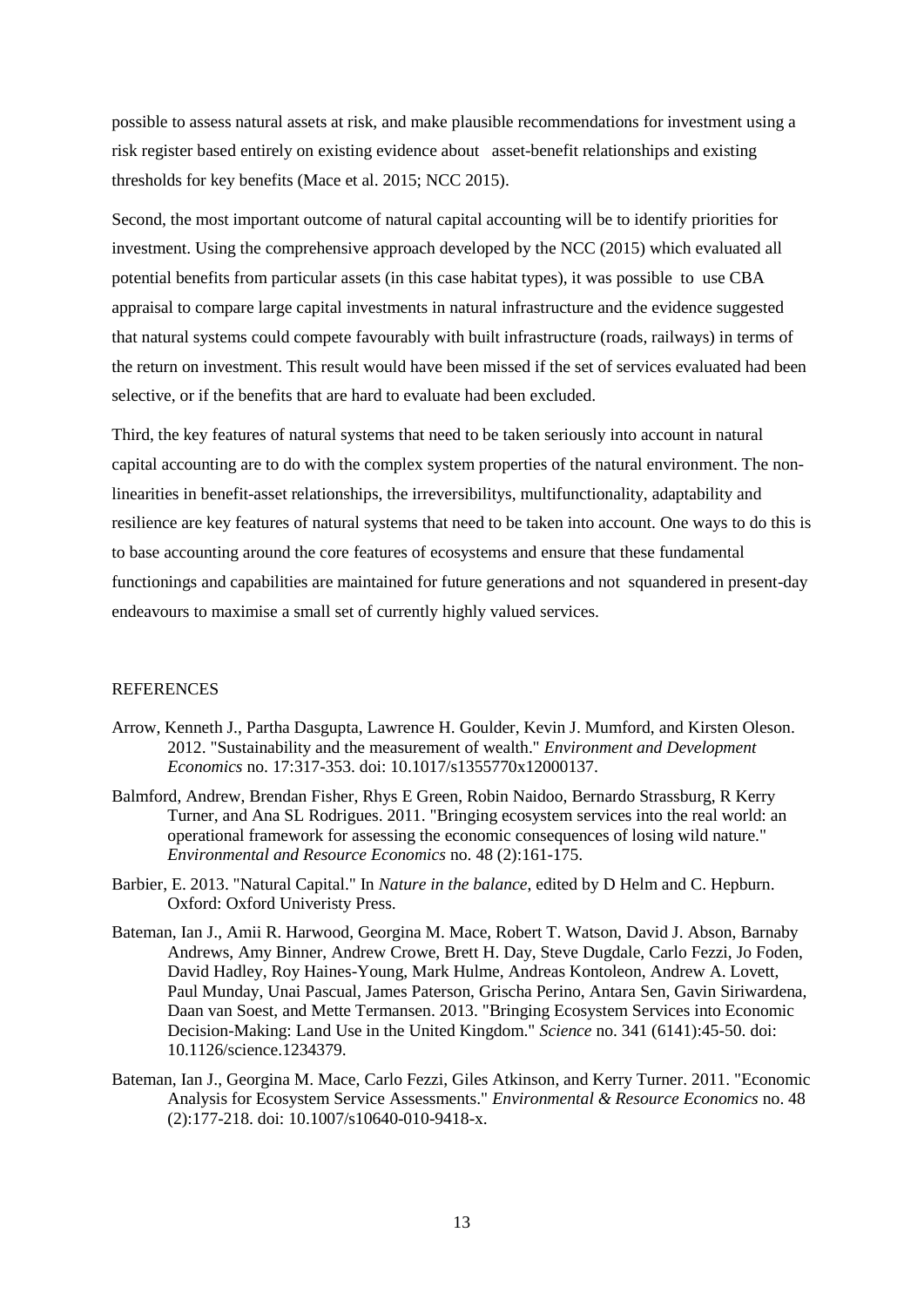possible to assess natural assets at risk, and make plausible recommendations for investment using a risk register based entirely on existing evidence about asset-benefit relationships and existing thresholds for key benefits (Mace et al. 2015; NCC 2015).

Second, the most important outcome of natural capital accounting will be to identify priorities for investment. Using the comprehensive approach developed by the NCC (2015) which evaluated all potential benefits from particular assets (in this case habitat types), it was possible to use CBA appraisal to compare large capital investments in natural infrastructure and the evidence suggested that natural systems could compete favourably with built infrastructure (roads, railways) in terms of the return on investment. This result would have been missed if the set of services evaluated had been selective, or if the benefits that are hard to evaluate had been excluded.

Third, the key features of natural systems that need to be taken seriously into account in natural capital accounting are to do with the complex system properties of the natural environment. The non-linearities in benefit-asset relationships, the irreversibilitys, multifunctionality, adaptability and resilience are key features of natural systems that need to be taken into account. One ways to do this is to base accounting around the core features of ecosystems and ensure that these fundamental functionings and capabilities are maintained for future generations and not squandered in present-day endeavours to maximise a small set of currently highly valued services.

## REFERENCES

Arrow, Kenneth J., Partha Dasgupta, Lawrence H. Goulder, Kevin J. Mumford, and Kirsten Oleson. 2012. "Sustainability and the measurement of wealth." *Environment and Development Economics* no. 17:317-353. doi: 10.1017/s1355770x12000137.

Balmford, Andrew, Brendan Fisher, Rhys E Green, Robin Naidoo, Bernardo Strassburg, R Kerry Turner, and Ana SL Rodrigues. 2011. "Bringing ecosystem services into the real world: an operational framework for assessing the economic consequences of losing wild nature." *Environmental and Resource Economics* no. 48 (2):161-175.

Barbier, E. 2013. "Natural Capital." In *Nature in the balance*, edited by D Helm and C. Hepburn. Oxford: Oxford Univeristy Press.

Bateman, Ian J., Amii R. Harwood, Georgina M. Mace, Robert T. Watson, David J. Abson, Barnaby Andrews, Amy Binner, Andrew Crowe, Brett H. Day, Steve Dugdale, Carlo Fezzi, Jo Foden, David Hadley, Roy Haines-Young, Mark Hulme, Andreas Kontoleon, Andrew A. Lovett, Paul Munday, Unai Pascual, James Paterson, Grischa Perino, Antara Sen, Gavin Siriwardena, Daan van Soest, and Mette Termansen. 2013. "Bringing Ecosystem Services into Economic Decision-Making: Land Use in the United Kingdom." *Science* no. 341 (6141):45-50. doi: 10.1126/science.1234379.

Bateman, Ian J., Georgina M. Mace, Carlo Fezzi, Giles Atkinson, and Kerry Turner. 2011. "Economic Analysis for Ecosystem Service Assessments." *Environmental & Resource Economics* no. 48 (2):177-218. doi: 10.1007/s10640-010-9418-x.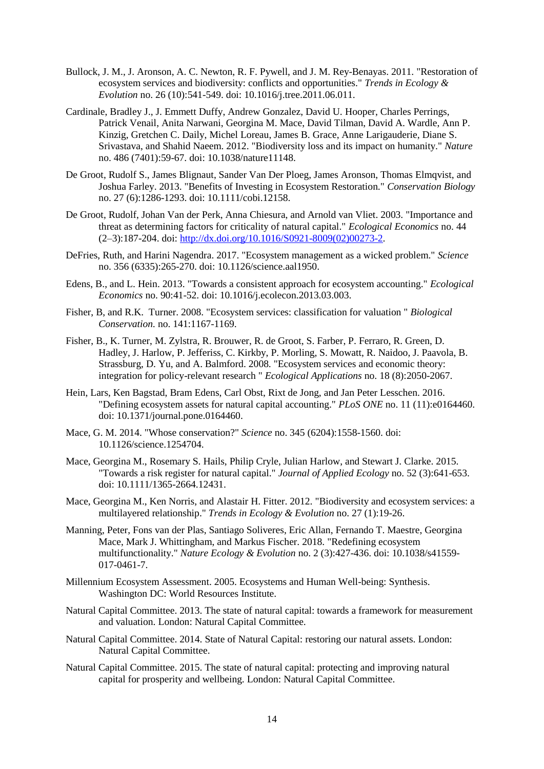Bullock, J. M., J. Aronson, A. C. Newton, R. F. Pywell, and J. M. Rey-Benayas. 2011. "Restoration of ecosystem services and biodiversity: conflicts and opportunities." *Trends in Ecology & Evolution* no. 26 (10):541-549. doi: 10.1016/j.tree.2011.06.011.

Cardinale, Bradley J., J. Emmett Duffy, Andrew Gonzalez, David U. Hooper, Charles Perrings, Patrick Venail, Anita Narwani, Georgina M. Mace, David Tilman, David A. Wardle, Ann P. Kinzig, Gretchen C. Daily, Michel Loreau, James B. Grace, Anne Larigauderie, Diane S. Srivastava, and Shahid Naeem. 2012. "Biodiversity loss and its impact on humanity." *Nature* no. 486 (7401):59-67. doi: 10.1038/nature11148.

De Groot, Rudolf S., James Blignaut, Sander Van Der Ploeg, James Aronson, Thomas Elmqvist, and Joshua Farley. 2013. "Benefits of Investing in Ecosystem Restoration." *Conservation Biology* no. 27 (6):1286-1293. doi: 10.1111/cobi.12158.

De Groot, Rudolf, Johan Van der Perk, Anna Chiesura, and Arnold van Vliet. 2003. "Importance and threat as determining factors for criticality of natural capital." *Ecological Economics* no. 44 (2–3):187-204. doi: http://dx.doi.org/10.1016/S0921-8009(02)00273-2.

DeFries, Ruth, and Harini Nagendra. 2017. "Ecosystem management as a wicked problem." *Science* no. 356 (6335):265-270. doi: 10.1126/science.aal1950.

Edens, B., and L. Hein. 2013. "Towards a consistent approach for ecosystem accounting." *Ecological Economics* no. 90:41-52. doi: 10.1016/j.ecolecon.2013.03.003.

Fisher, B, and R.K. Turner. 2008. "Ecosystem services: classification for valuation " *Biological Conservation.* no. 141:1167-1169.

Fisher, B., K. Turner, M. Zylstra, R. Brouwer, R. de Groot, S. Farber, P. Ferraro, R. Green, D. Hadley, J. Harlow, P. Jefferiss, C. Kirkby, P. Morling, S. Mowatt, R. Naidoo, J. Paavola, B. Strassburg, D. Yu, and A. Balmford. 2008. "Ecosystem services and economic theory: integration for policy-relevant research " *Ecological Applications* no. 18 (8):2050-2067.

Hein, Lars, Ken Bagstad, Bram Edens, Carl Obst, Rixt de Jong, and Jan Peter Lesschen. 2016. "Defining ecosystem assets for natural capital accounting." *PLoS ONE* no. 11 (11):e0164460. doi: 10.1371/journal.pone.0164460.

Mace, G. M. 2014. "Whose conservation?" *Science* no. 345 (6204):1558-1560. doi: 10.1126/science.1254704.

Mace, Georgina M., Rosemary S. Hails, Philip Cryle, Julian Harlow, and Stewart J. Clarke. 2015. "Towards a risk register for natural capital." *Journal of Applied Ecology* no. 52 (3):641-653. doi: 10.1111/1365-2664.12431.

Mace, Georgina M., Ken Norris, and Alastair H. Fitter. 2012. "Biodiversity and ecosystem services: a multilayered relationship." *Trends in Ecology & Evolution* no. 27 (1):19-26.

Manning, Peter, Fons van der Plas, Santiago Soliveres, Eric Allan, Fernando T. Maestre, Georgina Mace, Mark J. Whittingham, and Markus Fischer. 2018. "Redefining ecosystem multifunctionality." *Nature Ecology & Evolution* no. 2 (3):427-436. doi: 10.1038/s41559-017-0461-7.

Millennium Ecosystem Assessment. 2005. Ecosystems and Human Well-being: Synthesis. Washington DC: World Resources Institute.

Natural Capital Committee. 2013. The state of natural capital: towards a framework for measurement and valuation. London: Natural Capital Committee.

Natural Capital Committee. 2014. State of Natural Capital: restoring our natural assets. London: Natural Capital Committee.

Natural Capital Committee. 2015. The state of natural capital: protecting and improving natural capital for prosperity and wellbeing. London: Natural Capital Committee.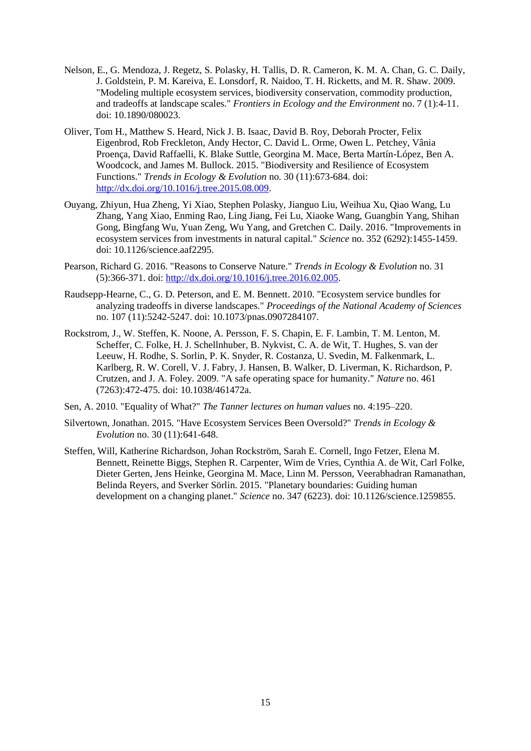Nelson, E., G. Mendoza, J. Regetz, S. Polasky, H. Tallis, D. R. Cameron, K. M. A. Chan, G. C. Daily, J. Goldstein, P. M. Kareiva, E. Lonsdorf, R. Naidoo, T. H. Ricketts, and M. R. Shaw. 2009. "Modeling multiple ecosystem services, biodiversity conservation, commodity production, and tradeoffs at landscape scales." *Frontiers in Ecology and the Environment* no. 7 (1):4-11. doi: 10.1890/080023.

Oliver, Tom H., Matthew S. Heard, Nick J. B. Isaac, David B. Roy, Deborah Procter, Felix Eigenbrod, Rob Freckleton, Andy Hector, C. David L. Orme, Owen L. Petchey, Vânia Proença, David Raffaelli, K. Blake Suttle, Georgina M. Mace, Berta Martín-López, Ben A. Woodcock, and James M. Bullock. 2015. "Biodiversity and Resilience of Ecosystem Functions." *Trends in Ecology & Evolution* no. 30 (11):673-684. doi: http://dx.doi.org/10.1016/j.tree.2015.08.009.

Ouyang, Zhiyun, Hua Zheng, Yi Xiao, Stephen Polasky, Jianguo Liu, Weihua Xu, Qiao Wang, Lu Zhang, Yang Xiao, Enming Rao, Ling Jiang, Fei Lu, Xiaoke Wang, Guangbin Yang, Shihan Gong, Bingfang Wu, Yuan Zeng, Wu Yang, and Gretchen C. Daily. 2016. "Improvements in ecosystem services from investments in natural capital." *Science* no. 352 (6292):1455-1459. doi: 10.1126/science.aaf2295.

Pearson, Richard G. 2016. "Reasons to Conserve Nature." *Trends in Ecology & Evolution* no. 31 (5):366-371. doi: http://dx.doi.org/10.1016/j.tree.2016.02.005.

Raudsepp-Hearne, C., G. D. Peterson, and E. M. Bennett. 2010. "Ecosystem service bundles for analyzing tradeoffs in diverse landscapes." *Proceedings of the National Academy of Sciences* no. 107 (11):5242-5247. doi: 10.1073/pnas.0907284107.

Rockstrom, J., W. Steffen, K. Noone, A. Persson, F. S. Chapin, E. F. Lambin, T. M. Lenton, M. Scheffer, C. Folke, H. J. Schellnhuber, B. Nykvist, C. A. de Wit, T. Hughes, S. van der Leeuw, H. Rodhe, S. Sorlin, P. K. Snyder, R. Costanza, U. Svedin, M. Falkenmark, L. Karlberg, R. W. Corell, V. J. Fabry, J. Hansen, B. Walker, D. Liverman, K. Richardson, P. Crutzen, and J. A. Foley. 2009. "A safe operating space for humanity." *Nature* no. 461 (7263):472-475. doi: 10.1038/461472a.

Sen, A. 2010. "Equality of What?" *The Tanner lectures on human values* no. 4:195–220.

Silvertown, Jonathan. 2015. "Have Ecosystem Services Been Oversold?" *Trends in Ecology & Evolution* no. 30 (11):641-648.

Steffen, Will, Katherine Richardson, Johan Rockström, Sarah E. Cornell, Ingo Fetzer, Elena M. Bennett, Reinette Biggs, Stephen R. Carpenter, Wim de Vries, Cynthia A. de Wit, Carl Folke, Dieter Gerten, Jens Heinke, Georgina M. Mace, Linn M. Persson, Veerabhadran Ramanathan, Belinda Reyers, and Sverker Sörlin. 2015. "Planetary boundaries: Guiding human development on a changing planet." *Science* no. 347 (6223). doi: 10.1126/science.1259855.